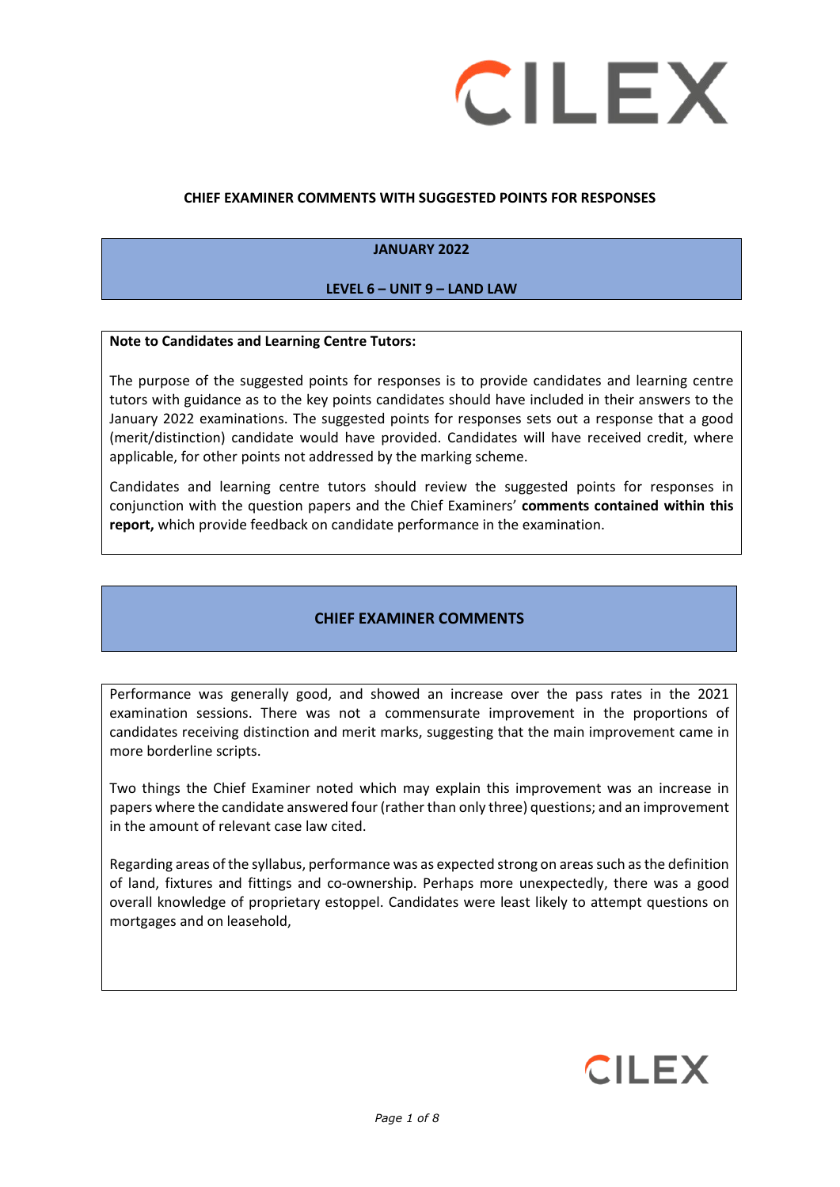**CHIEF EXAMINER COMMENTS WITH SUGGESTED POINTS FOR RESPONSES**

**JANUARY 2022**

**LEVEL 6 – UNIT 9 – LAND LAW**

**Note to Candidates and Learning Centre Tutors:**

The purpose of the suggested points for responses is to provide candidates and learning centre tutors with guidance as to the key points candidates should have included in their answers to the January 2022 examinations. The suggested points for responses sets out a response that a good (merit/distinction) candidate would have provided. Candidates will have received credit, where applicable, for other points not addressed by the marking scheme.

Candidates and learning centre tutors should review the suggested points for responses in conjunction with the question papers and the Chief Examiners' **comments contained within this report,** which provide feedback on candidate performance in the examination.

## CHIEF EXAMINER COMMENTS

Performance was generally good, and showed an increase over the pass rates in the 2021 examination sessions. There was not a commensurate improvement in the proportions of candidates receiving distinction and merit marks, suggesting that the main improvement came in more borderline scripts.

Two things the Chief Examiner noted which may explain this improvement was an increase in papers where the candidate answered four (rather than only three) questions; and an improvement in the amount of relevant case law cited.

Regarding areas of the syllabus, performance was as expected strong on areas such as the definition of land, fixtures and fittings and co-ownership. Perhaps more unexpectedly, there was a good overall knowledge of proprietary estoppel. Candidates were least likely to attempt questions on mortgages and on leasehold,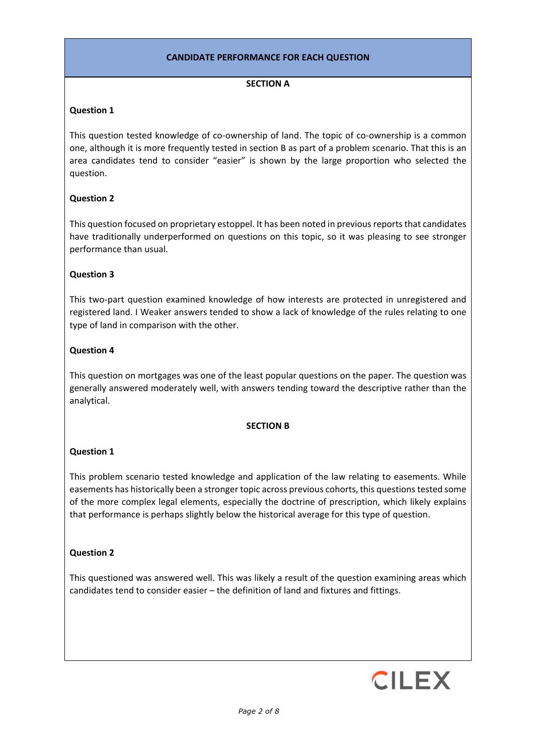## CANDIDATE PERFORMANCE FOR EACH QUESTION

### SECTION A

**Question 1**

This question tested knowledge of co-ownership of land. The topic of co-ownership is a common one, although it is more frequently tested in section B as part of a problem scenario. That this is an area candidates tend to consider "easier" is shown by the large proportion who selected the question.

**Question 2**

This question focused on proprietary estoppel. It has been noted in previous reports that candidates have traditionally underperformed on questions on this topic, so it was pleasing to see stronger performance than usual.

**Question 3**

This two-part question examined knowledge of how interests are protected in unregistered and registered land. I Weaker answers tended to show a lack of knowledge of the rules relating to one type of land in comparison with the other.

**Question 4**

This question on mortgages was one of the least popular questions on the paper. The question was generally answered moderately well, with answers tending toward the descriptive rather than the analytical.

### SECTION B

**Question 1**

This problem scenario tested knowledge and application of the law relating to easements. While easements has historically been a stronger topic across previous cohorts, this questions tested some of the more complex legal elements, especially the doctrine of prescription, which likely explains that performance is perhaps slightly below the historical average for this type of question.

**Question 2**

This questioned was answered well. This was likely a result of the question examining areas which candidates tend to consider easier – the definition of land and fixtures and fittings.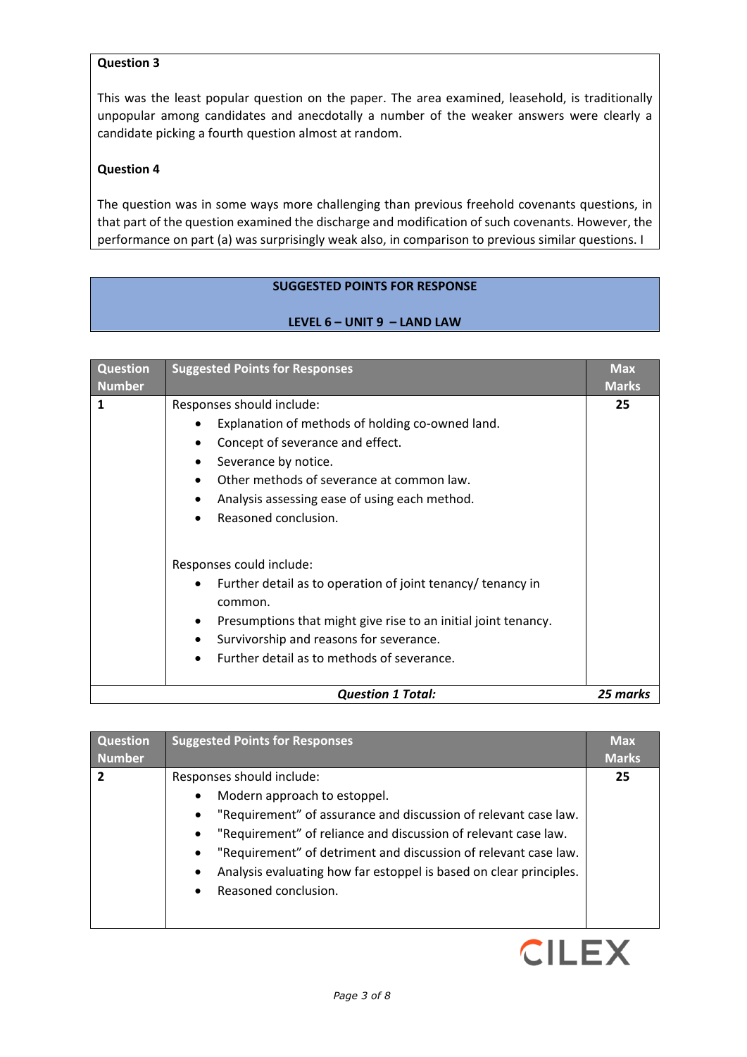**Question 3**

This was the least popular question on the paper. The area examined, leasehold, is traditionally unpopular among candidates and anecdotally a number of the weaker answers were clearly a candidate picking a fourth question almost at random.

**Question 4**

The question was in some ways more challenging than previous freehold covenants questions, in that part of the question examined the discharge and modification of such covenants. However, the performance on part (a) was surprisingly weak also, in comparison to previous similar questions. I

## SUGGESTED POINTS FOR RESPONSE

## LEVEL 6 – UNIT 9 – LAND LAW

| Question Number | Suggested Points for Responses | Max Marks |
|---|---|---|
| 1 | Responses should include:<br>• Explanation of methods of holding co-owned land.<br>• Concept of severance and effect.<br>• Severance by notice.<br>• Other methods of severance at common law.<br>• Analysis assessing ease of using each method.<br>• Reasoned conclusion.<br><br>Responses could include:<br>• Further detail as to operation of joint tenancy/ tenancy in common.<br>• Presumptions that might give rise to an initial joint tenancy.<br>• Survivorship and reasons for severance.<br>• Further detail as to methods of severance. | 25 |
| | ***Question 1 Total:*** | ***25 marks*** |

| Question Number | Suggested Points for Responses | Max Marks |
|---|---|---|
| 2 | Responses should include:<br>• Modern approach to estoppel.<br>• "Requirement" of assurance and discussion of relevant case law.<br>• "Requirement" of reliance and discussion of relevant case law.<br>• "Requirement" of detriment and discussion of relevant case law.<br>• Analysis evaluating how far estoppel is based on clear principles.<br>• Reasoned conclusion. | 25 |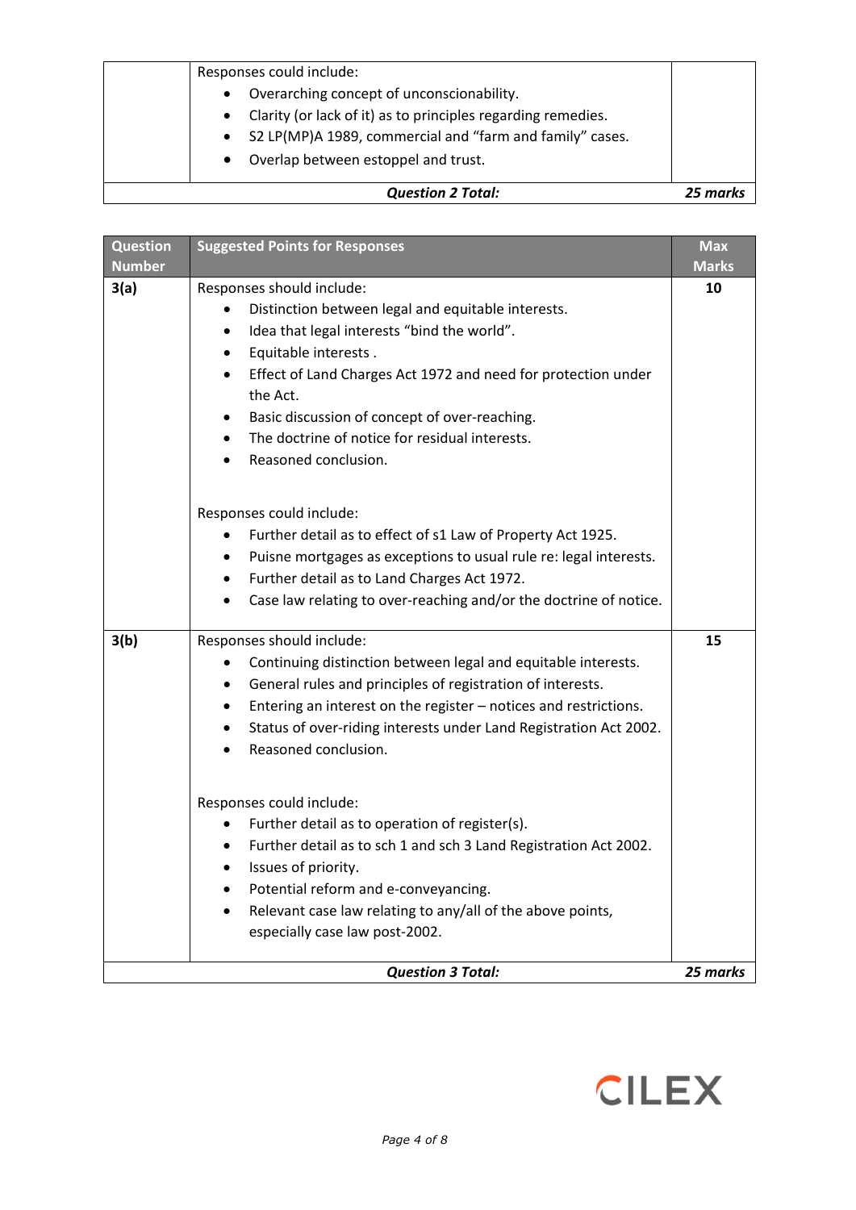| | | |
|---|---|---|
| | Responses could include:<br>• Overarching concept of unconscionability.<br>• Clarity (or lack of it) as to principles regarding remedies.<br>• S2 LP(MP)A 1989, commercial and "farm and family" cases.<br>• Overlap between estoppel and trust. | |
| | ***Question 2 Total:*** | ***25 marks*** |

| Question Number | Suggested Points for Responses | Max Marks |
|---|---|---|
| **3(a)** | Responses should include:<br>• Distinction between legal and equitable interests.<br>• Idea that legal interests "bind the world".<br>• Equitable interests .<br>• Effect of Land Charges Act 1972 and need for protection under the Act.<br>• Basic discussion of concept of over-reaching.<br>• The doctrine of notice for residual interests.<br>• Reasoned conclusion.<br><br>Responses could include:<br>• Further detail as to effect of s1 Law of Property Act 1925.<br>• Puisne mortgages as exceptions to usual rule re: legal interests.<br>• Further detail as to Land Charges Act 1972.<br>• Case law relating to over-reaching and/or the doctrine of notice. | **10** |
| **3(b)** | Responses should include:<br>• Continuing distinction between legal and equitable interests.<br>• General rules and principles of registration of interests.<br>• Entering an interest on the register – notices and restrictions.<br>• Status of over-riding interests under Land Registration Act 2002.<br>• Reasoned conclusion.<br><br>Responses could include:<br>• Further detail as to operation of register(s).<br>• Further detail as to sch 1 and sch 3 Land Registration Act 2002.<br>• Issues of priority.<br>• Potential reform and e-conveyancing.<br>• Relevant case law relating to any/all of the above points, especially case law post-2002. | **15** |
| | ***Question 3 Total:*** | ***25 marks*** |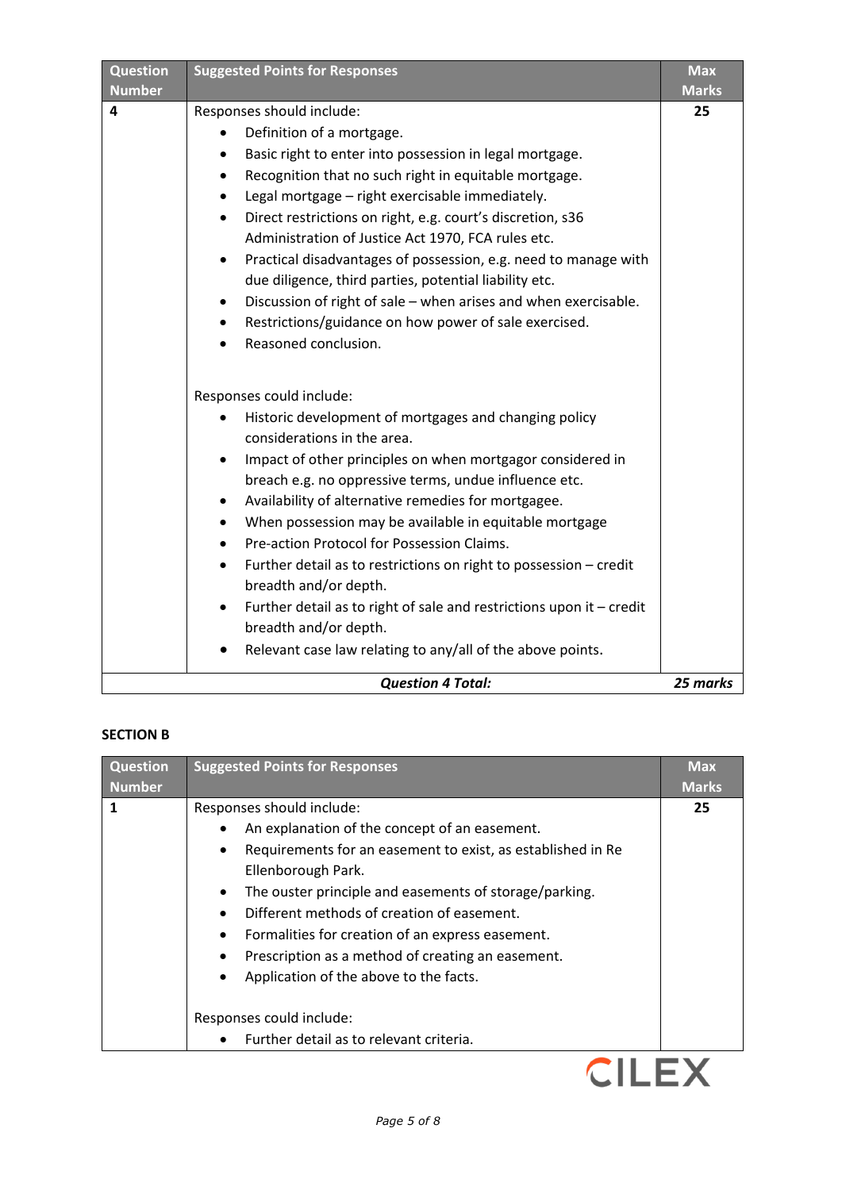| Question Number | Suggested Points for Responses | Max Marks |
|---|---|---|
| 4 | Responses should include:<br>• Definition of a mortgage.<br>• Basic right to enter into possession in legal mortgage.<br>• Recognition that no such right in equitable mortgage.<br>• Legal mortgage – right exercisable immediately.<br>• Direct restrictions on right, e.g. court's discretion, s36 Administration of Justice Act 1970, FCA rules etc.<br>• Practical disadvantages of possession, e.g. need to manage with due diligence, third parties, potential liability etc.<br>• Discussion of right of sale – when arises and when exercisable.<br>• Restrictions/guidance on how power of sale exercised.<br>• Reasoned conclusion.<br><br>Responses could include:<br>• Historic development of mortgages and changing policy considerations in the area.<br>• Impact of other principles on when mortgagor considered in breach e.g. no oppressive terms, undue influence etc.<br>• Availability of alternative remedies for mortgagee.<br>• When possession may be available in equitable mortgage<br>• Pre-action Protocol for Possession Claims.<br>• Further detail as to restrictions on right to possession – credit breadth and/or depth.<br>• Further detail as to right of sale and restrictions upon it – credit breadth and/or depth.<br>• Relevant case law relating to any/all of the above points. | 25 |
| | ***Question 4 Total:*** | ***25 marks*** |

**SECTION B**

| Question Number | Suggested Points for Responses | Max Marks |
|---|---|---|
| 1 | Responses should include:<br>• An explanation of the concept of an easement.<br>• Requirements for an easement to exist, as established in Re Ellenborough Park.<br>• The ouster principle and easements of storage/parking.<br>• Different methods of creation of easement.<br>• Formalities for creation of an express easement.<br>• Prescription as a method of creating an easement.<br>• Application of the above to the facts.<br><br>Responses could include:<br>• Further detail as to relevant criteria. | 25 |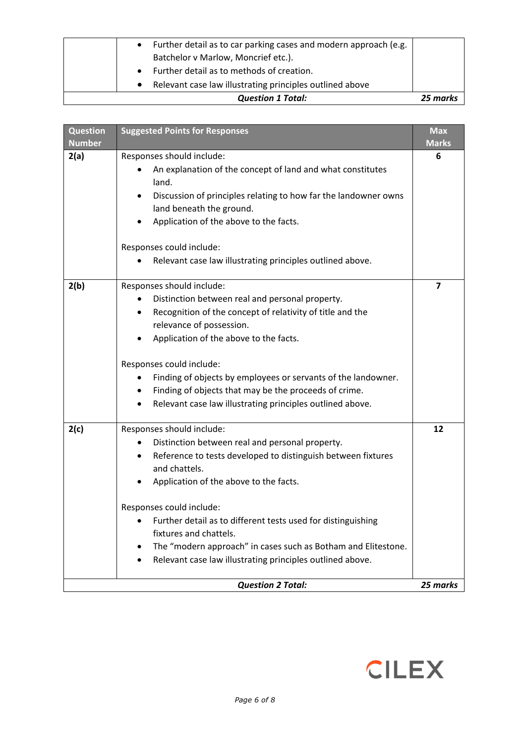| | | |
|---|---|---|
| | • Further detail as to car parking cases and modern approach (e.g. Batchelor v Marlow, Moncrief etc.).<br>• Further detail as to methods of creation.<br>• Relevant case law illustrating principles outlined above | |
| | ***Question 1 Total:*** | ***25 marks*** |

| Question Number | Suggested Points for Responses | Max Marks |
|---|---|---|
| **2(a)** | Responses should include:<br>• An explanation of the concept of land and what constitutes land.<br>• Discussion of principles relating to how far the landowner owns land beneath the ground.<br>• Application of the above to the facts.<br><br>Responses could include:<br>• Relevant case law illustrating principles outlined above. | **6** |
| **2(b)** | Responses should include:<br>• Distinction between real and personal property.<br>• Recognition of the concept of relativity of title and the relevance of possession.<br>• Application of the above to the facts.<br><br>Responses could include:<br>• Finding of objects by employees or servants of the landowner.<br>• Finding of objects that may be the proceeds of crime.<br>• Relevant case law illustrating principles outlined above. | **7** |
| **2(c)** | Responses should include:<br>• Distinction between real and personal property.<br>• Reference to tests developed to distinguish between fixtures and chattels.<br>• Application of the above to the facts.<br><br>Responses could include:<br>• Further detail as to different tests used for distinguishing fixtures and chattels.<br>• The "modern approach" in cases such as Botham and Elitestone.<br>• Relevant case law illustrating principles outlined above. | **12** |
| | ***Question 2 Total:*** | ***25 marks*** |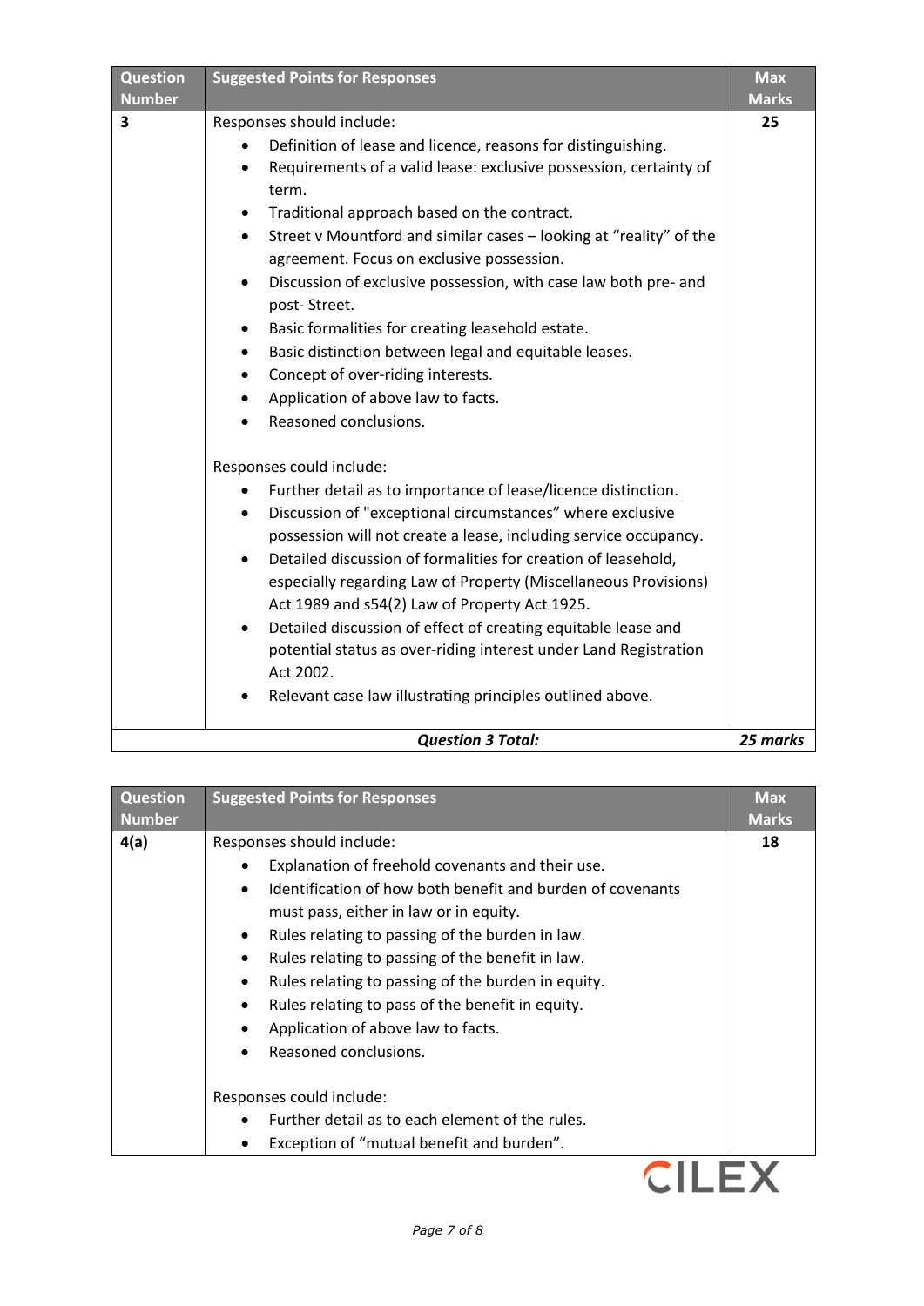| Question Number | Suggested Points for Responses | Max Marks |
|---|---|---|
| 3 | Responses should include:<br>• Definition of lease and licence, reasons for distinguishing.<br>• Requirements of a valid lease: exclusive possession, certainty of term.<br>• Traditional approach based on the contract.<br>• Street v Mountford and similar cases – looking at "reality" of the agreement. Focus on exclusive possession.<br>• Discussion of exclusive possession, with case law both pre- and post- Street.<br>• Basic formalities for creating leasehold estate.<br>• Basic distinction between legal and equitable leases.<br>• Concept of over-riding interests.<br>• Application of above law to facts.<br>• Reasoned conclusions.<br><br>Responses could include:<br>• Further detail as to importance of lease/licence distinction.<br>• Discussion of "exceptional circumstances" where exclusive possession will not create a lease, including service occupancy.<br>• Detailed discussion of formalities for creation of leasehold, especially regarding Law of Property (Miscellaneous Provisions) Act 1989 and s54(2) Law of Property Act 1925.<br>• Detailed discussion of effect of creating equitable lease and potential status as over-riding interest under Land Registration Act 2002.<br>• Relevant case law illustrating principles outlined above. | 25 |
| | ***Question 3 Total:*** | ***25 marks*** |

| Question Number | Suggested Points for Responses | Max Marks |
|---|---|---|
| 4(a) | Responses should include:<br>• Explanation of freehold covenants and their use.<br>• Identification of how both benefit and burden of covenants must pass, either in law or in equity.<br>• Rules relating to passing of the burden in law.<br>• Rules relating to passing of the benefit in law.<br>• Rules relating to passing of the burden in equity.<br>• Rules relating to pass of the benefit in equity.<br>• Application of above law to facts.<br>• Reasoned conclusions.<br><br>Responses could include:<br>• Further detail as to each element of the rules.<br>• Exception of "mutual benefit and burden". | 18 |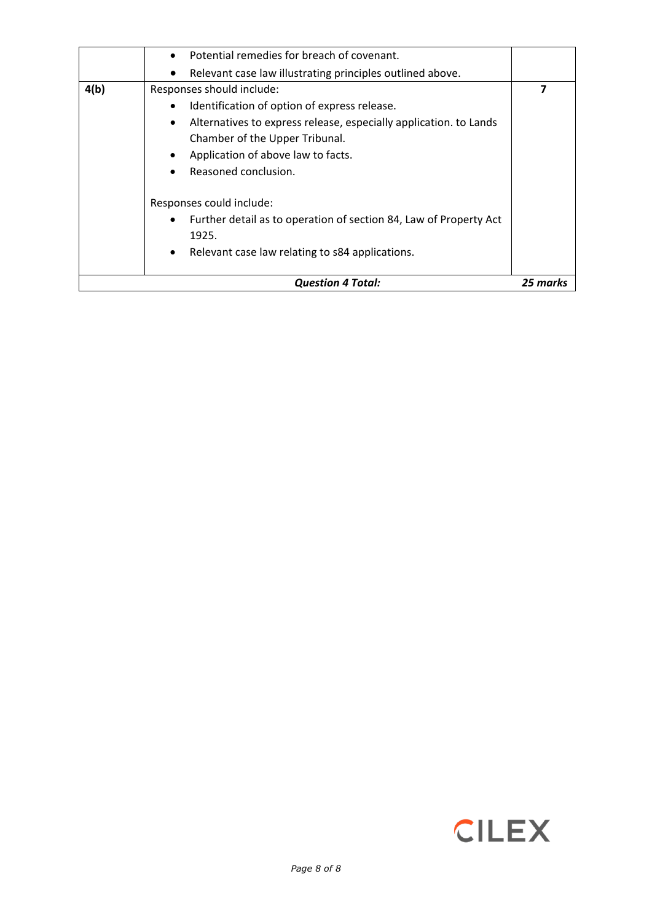| | | |
|---|---|---|
| | • Potential remedies for breach of covenant.<br>• Relevant case law illustrating principles outlined above. | |
| **4(b)** | Responses should include:<br>• Identification of option of express release.<br>• Alternatives to express release, especially application. to Lands Chamber of the Upper Tribunal.<br>• Application of above law to facts.<br>• Reasoned conclusion.<br><br>Responses could include:<br>• Further detail as to operation of section 84, Law of Property Act 1925.<br>• Relevant case law relating to s84 applications. | **7** |
| | ***Question 4 Total:*** | ***25 marks*** |